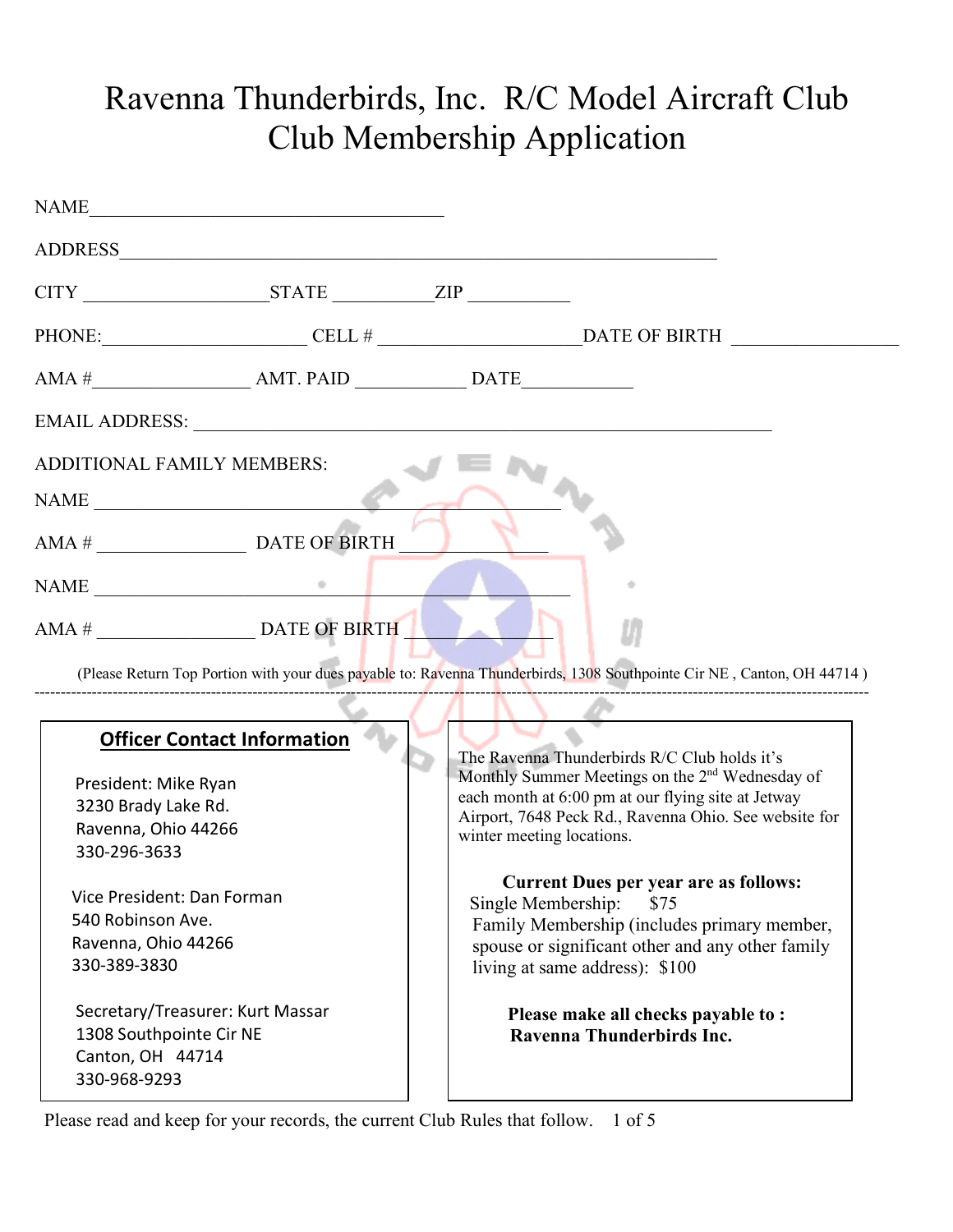# Ravenna Thunderbirds, Inc. R/C Model Aircraft Club
# Club Membership Application

NAME_______________________________________

ADDRESS_________________________________________________________________

CITY ____________________STATE ___________ZIP ___________

PHONE:______________________ CELL # ______________________DATE OF BIRTH __________________

AMA #________________ AMT. PAID ___________ DATE___________

EMAIL ADDRESS: ______________________________________________________________

ADDITIONAL FAMILY MEMBERS:

NAME __________________________________________________

AMA # ________________ DATE OF BIRTH ______________

NAME __________________________________________________

AMA # _________________ DATE OF BIRTH _______________

(Please Return Top Portion with your dues payable to: Ravenna Thunderbirds, 1308 Southpointe Cir NE , Canton, OH 44714 )

---

**Officer Contact Information**

President: Mike Ryan
3230 Brady Lake Rd.
Ravenna, Ohio 44266
330-296-3633

Vice President: Dan Forman
540 Robinson Ave.
Ravenna, Ohio 44266
330-389-3830

Secretary/Treasurer: Kurt Massar
1308 Southpointe Cir NE
Canton, OH 44714
330-968-9293

The Ravenna Thunderbirds R/C Club holds it's Monthly Summer Meetings on the 2nd Wednesday of each month at 6:00 pm at our flying site at Jetway Airport, 7648 Peck Rd., Ravenna Ohio. See website for winter meeting locations.

**Current Dues per year are as follows:**

Single Membership: $75

Family Membership (includes primary member, spouse or significant other and any other family living at same address): $100

**Please make all checks payable to : Ravenna Thunderbirds Inc.**

Please read and keep for your records, the current Club Rules that follow.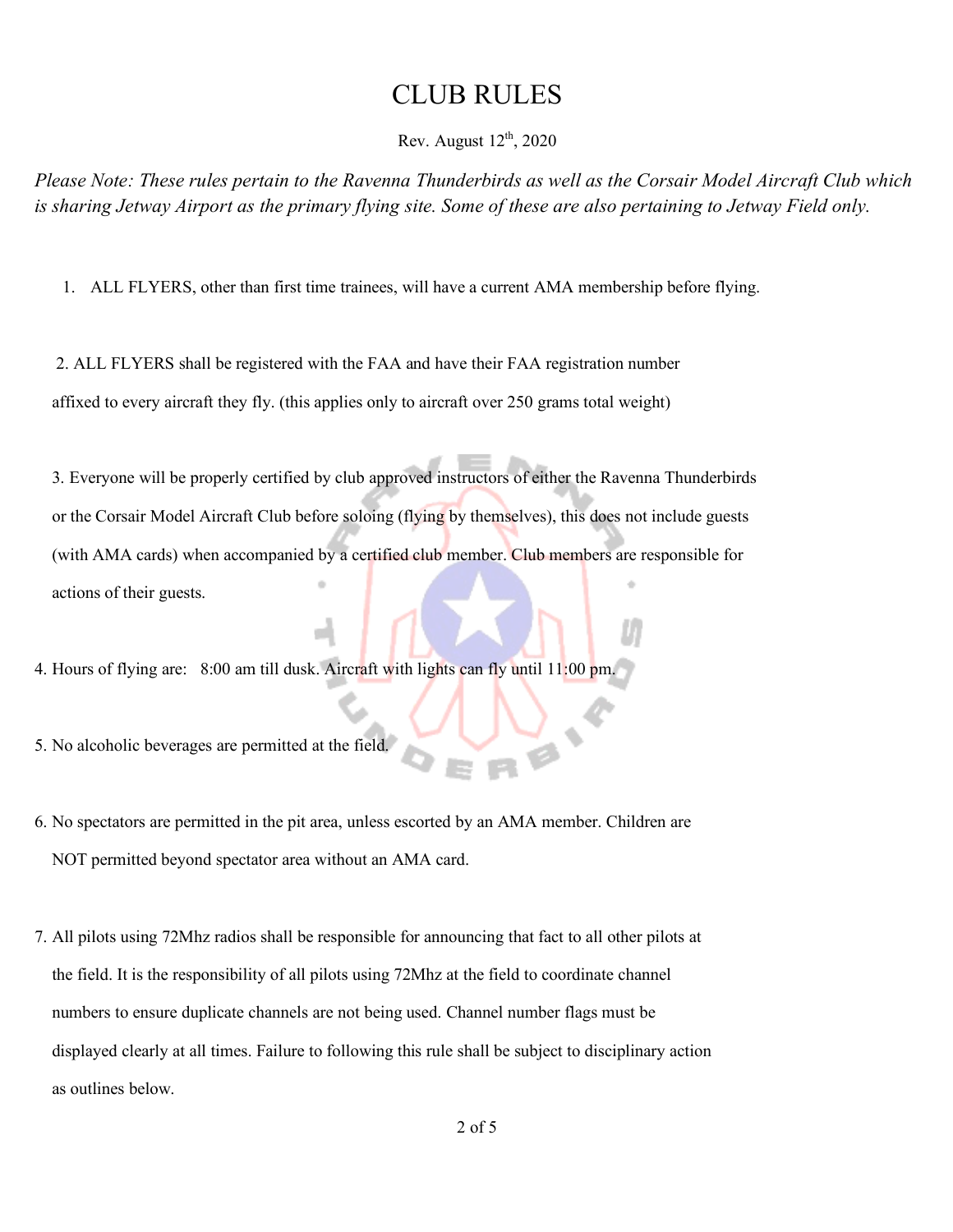# CLUB RULES

Rev. August 12th, 2020

*Please Note: These rules pertain to the Ravenna Thunderbirds as well as the Corsair Model Aircraft Club which is sharing Jetway Airport as the primary flying site. Some of these are also pertaining to Jetway Field only.*

1. ALL FLYERS, other than first time trainees, will have a current AMA membership before flying.

2. ALL FLYERS shall be registered with the FAA and have their FAA registration number affixed to every aircraft they fly. (this applies only to aircraft over 250 grams total weight)

3. Everyone will be properly certified by club approved instructors of either the Ravenna Thunderbirds or the Corsair Model Aircraft Club before soloing (flying by themselves), this does not include guests (with AMA cards) when accompanied by a certified club member. Club members are responsible for actions of their guests.

4. Hours of flying are: 8:00 am till dusk. Aircraft with lights can fly until 11:00 pm.

5. No alcoholic beverages are permitted at the field.

6. No spectators are permitted in the pit area, unless escorted by an AMA member. Children are NOT permitted beyond spectator area without an AMA card.

7. All pilots using 72Mhz radios shall be responsible for announcing that fact to all other pilots at the field. It is the responsibility of all pilots using 72Mhz at the field to coordinate channel numbers to ensure duplicate channels are not being used. Channel number flags must be displayed clearly at all times. Failure to following this rule shall be subject to disciplinary action as outlines below.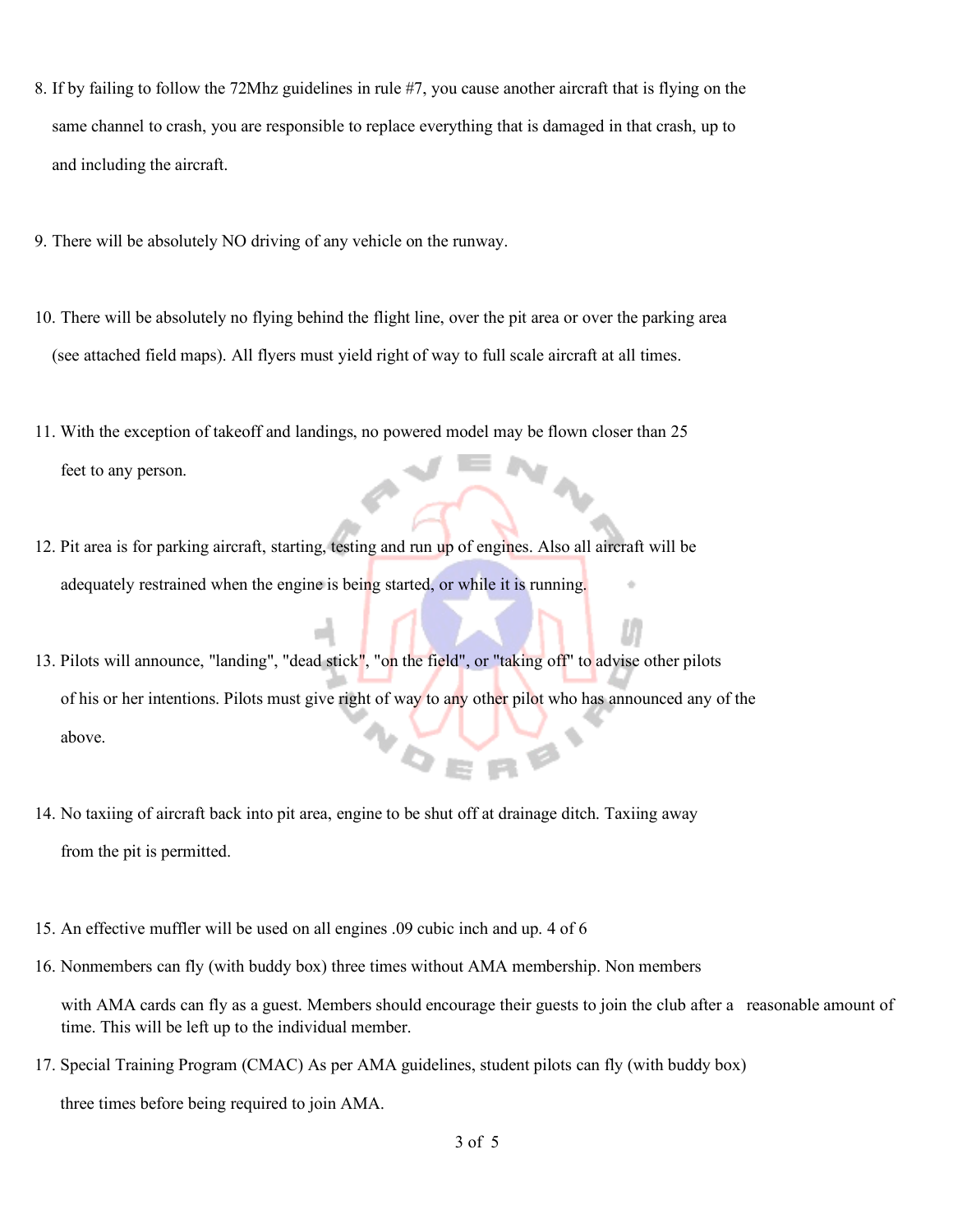8. If by failing to follow the 72Mhz guidelines in rule #7, you cause another aircraft that is flying on the same channel to crash, you are responsible to replace everything that is damaged in that crash, up to and including the aircraft.

9. There will be absolutely NO driving of any vehicle on the runway.

10. There will be absolutely no flying behind the flight line, over the pit area or over the parking area (see attached field maps). All flyers must yield right of way to full scale aircraft at all times.

11. With the exception of takeoff and landings, no powered model may be flown closer than 25 feet to any person.

12. Pit area is for parking aircraft, starting, testing and run up of engines. Also all aircraft will be adequately restrained when the engine is being started, or while it is running.

13. Pilots will announce, "landing", "dead stick", "on the field", or "taking off" to advise other pilots of his or her intentions. Pilots must give right of way to any other pilot who has announced any of the above.

14. No taxiing of aircraft back into pit area, engine to be shut off at drainage ditch. Taxiing away from the pit is permitted.

15. An effective muffler will be used on all engines .09 cubic inch and up. 4 of 6

16. Nonmembers can fly (with buddy box) three times without AMA membership. Non members with AMA cards can fly as a guest. Members should encourage their guests to join the club after a reasonable amount of time. This will be left up to the individual member.

17. Special Training Program (CMAC) As per AMA guidelines, student pilots can fly (with buddy box) three times before being required to join AMA.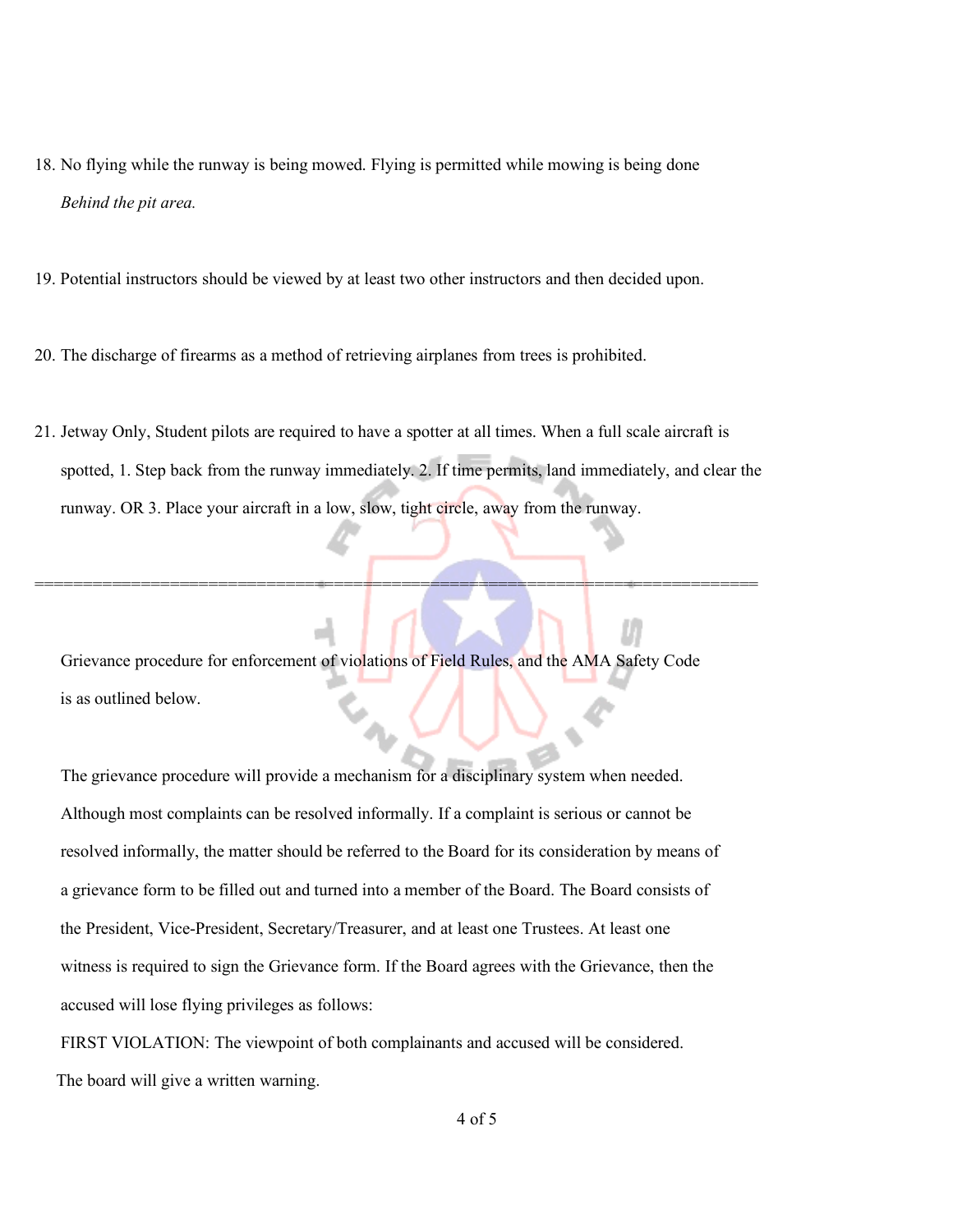18. No flying while the runway is being mowed. Flying is permitted while mowing is being done *Behind the pit area.*

19. Potential instructors should be viewed by at least two other instructors and then decided upon.

20. The discharge of firearms as a method of retrieving airplanes from trees is prohibited.

21. Jetway Only, Student pilots are required to have a spotter at all times. When a full scale aircraft is spotted, 1. Step back from the runway immediately. 2. If time permits, land immediately, and clear the runway. OR 3. Place your aircraft in a low, slow, tight circle, away from the runway.

---

Grievance procedure for enforcement of violations of Field Rules, and the AMA Safety Code is as outlined below.

The grievance procedure will provide a mechanism for a disciplinary system when needed. Although most complaints can be resolved informally. If a complaint is serious or cannot be resolved informally, the matter should be referred to the Board for its consideration by means of a grievance form to be filled out and turned into a member of the Board. The Board consists of the President, Vice-President, Secretary/Treasurer, and at least one Trustees. At least one witness is required to sign the Grievance form. If the Board agrees with the Grievance, then the accused will lose flying privileges as follows:

FIRST VIOLATION: The viewpoint of both complainants and accused will be considered. The board will give a written warning.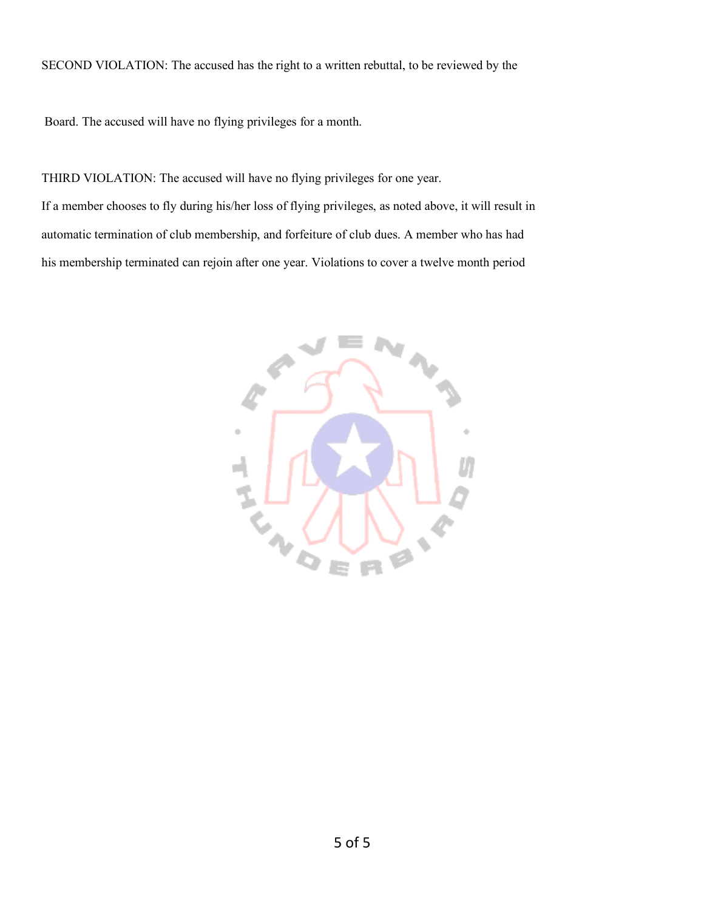SECOND VIOLATION: The accused has the right to a written rebuttal, to be reviewed by the Board. The accused will have no flying privileges for a month.

THIRD VIOLATION: The accused will have no flying privileges for one year.

If a member chooses to fly during his/her loss of flying privileges, as noted above, it will result in automatic termination of club membership, and forfeiture of club dues. A member who has had his membership terminated can rejoin after one year. Violations to cover a twelve month period